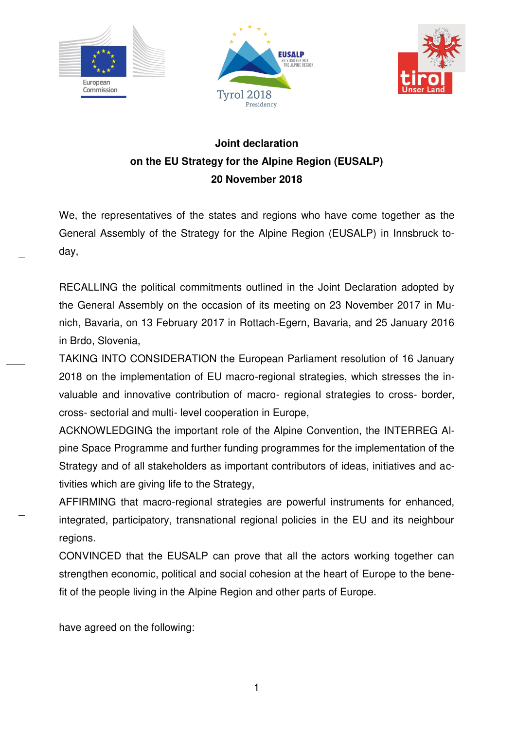**Joint declaration**
**on the EU Strategy for the Alpine Region (EUSALP)**
**20 November 2018**

We, the representatives of the states and regions who have come together as the General Assembly of the Strategy for the Alpine Region (EUSALP) in Innsbruck today,

RECALLING the political commitments outlined in the Joint Declaration adopted by the General Assembly on the occasion of its meeting on 23 November 2017 in Munich, Bavaria, on 13 February 2017 in Rottach-Egern, Bavaria, and 25 January 2016 in Brdo, Slovenia,

TAKING INTO CONSIDERATION the European Parliament resolution of 16 January 2018 on the implementation of EU macro-regional strategies, which stresses the invaluable and innovative contribution of macro- regional strategies to cross- border, cross- sectorial and multi- level cooperation in Europe,

ACKNOWLEDGING the important role of the Alpine Convention, the INTERREG Alpine Space Programme and further funding programmes for the implementation of the Strategy and of all stakeholders as important contributors of ideas, initiatives and activities which are giving life to the Strategy,

AFFIRMING that macro-regional strategies are powerful instruments for enhanced, integrated, participatory, transnational regional policies in the EU and its neighbour regions.

CONVINCED that the EUSALP can prove that all the actors working together can strengthen economic, political and social cohesion at the heart of Europe to the benefit of the people living in the Alpine Region and other parts of Europe.

have agreed on the following: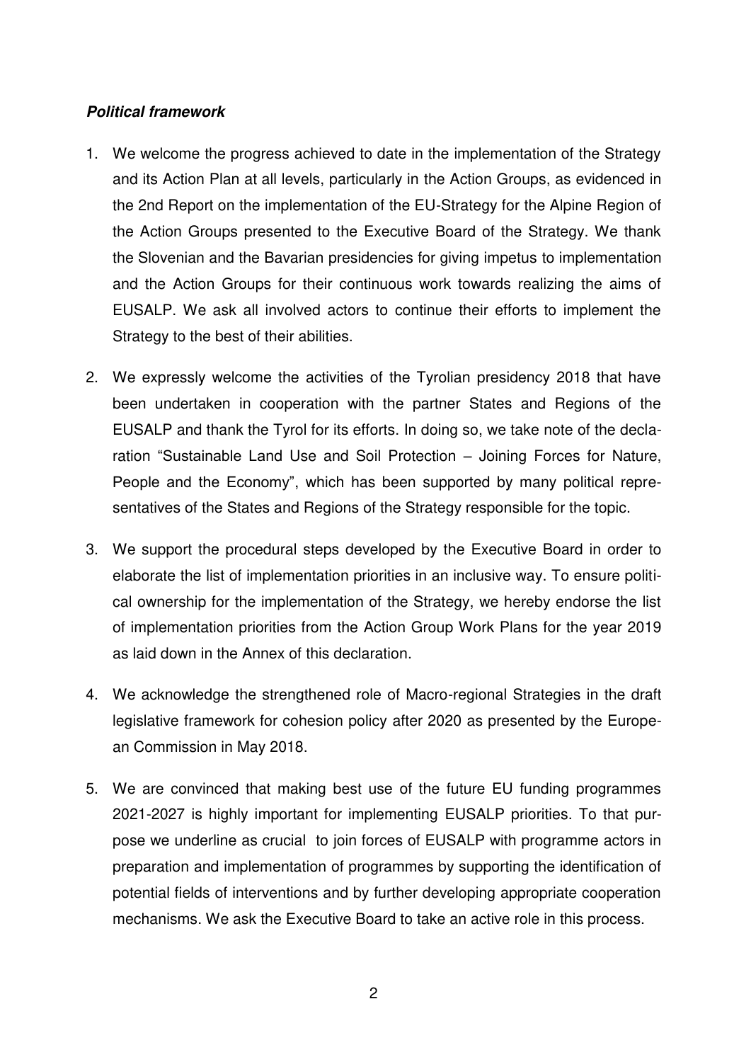***Political framework***

1. We welcome the progress achieved to date in the implementation of the Strategy and its Action Plan at all levels, particularly in the Action Groups, as evidenced in the 2nd Report on the implementation of the EU-Strategy for the Alpine Region of the Action Groups presented to the Executive Board of the Strategy. We thank the Slovenian and the Bavarian presidencies for giving impetus to implementation and the Action Groups for their continuous work towards realizing the aims of EUSALP. We ask all involved actors to continue their efforts to implement the Strategy to the best of their abilities.

2. We expressly welcome the activities of the Tyrolian presidency 2018 that have been undertaken in cooperation with the partner States and Regions of the EUSALP and thank the Tyrol for its efforts. In doing so, we take note of the declaration "Sustainable Land Use and Soil Protection – Joining Forces for Nature, People and the Economy", which has been supported by many political representatives of the States and Regions of the Strategy responsible for the topic.

3. We support the procedural steps developed by the Executive Board in order to elaborate the list of implementation priorities in an inclusive way. To ensure political ownership for the implementation of the Strategy, we hereby endorse the list of implementation priorities from the Action Group Work Plans for the year 2019 as laid down in the Annex of this declaration.

4. We acknowledge the strengthened role of Macro-regional Strategies in the draft legislative framework for cohesion policy after 2020 as presented by the European Commission in May 2018.

5. We are convinced that making best use of the future EU funding programmes 2021-2027 is highly important for implementing EUSALP priorities. To that purpose we underline as crucial to join forces of EUSALP with programme actors in preparation and implementation of programmes by supporting the identification of potential fields of interventions and by further developing appropriate cooperation mechanisms. We ask the Executive Board to take an active role in this process.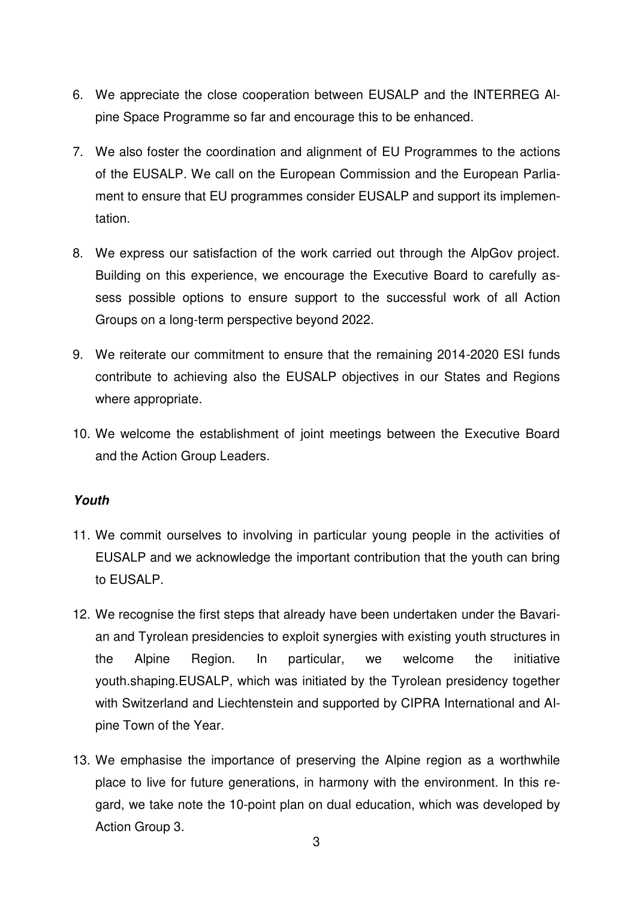6. We appreciate the close cooperation between EUSALP and the INTERREG Alpine Space Programme so far and encourage this to be enhanced.

7. We also foster the coordination and alignment of EU Programmes to the actions of the EUSALP. We call on the European Commission and the European Parliament to ensure that EU programmes consider EUSALP and support its implementation.

8. We express our satisfaction of the work carried out through the AlpGov project. Building on this experience, we encourage the Executive Board to carefully assess possible options to ensure support to the successful work of all Action Groups on a long-term perspective beyond 2022.

9. We reiterate our commitment to ensure that the remaining 2014-2020 ESI funds contribute to achieving also the EUSALP objectives in our States and Regions where appropriate.

10. We welcome the establishment of joint meetings between the Executive Board and the Action Group Leaders.

***Youth***

11. We commit ourselves to involving in particular young people in the activities of EUSALP and we acknowledge the important contribution that the youth can bring to EUSALP.

12. We recognise the first steps that already have been undertaken under the Bavarian and Tyrolean presidencies to exploit synergies with existing youth structures in the Alpine Region. In particular, we welcome the initiative youth.shaping.EUSALP, which was initiated by the Tyrolean presidency together with Switzerland and Liechtenstein and supported by CIPRA International and Alpine Town of the Year.

13. We emphasise the importance of preserving the Alpine region as a worthwhile place to live for future generations, in harmony with the environment. In this regard, we take note the 10-point plan on dual education, which was developed by Action Group 3.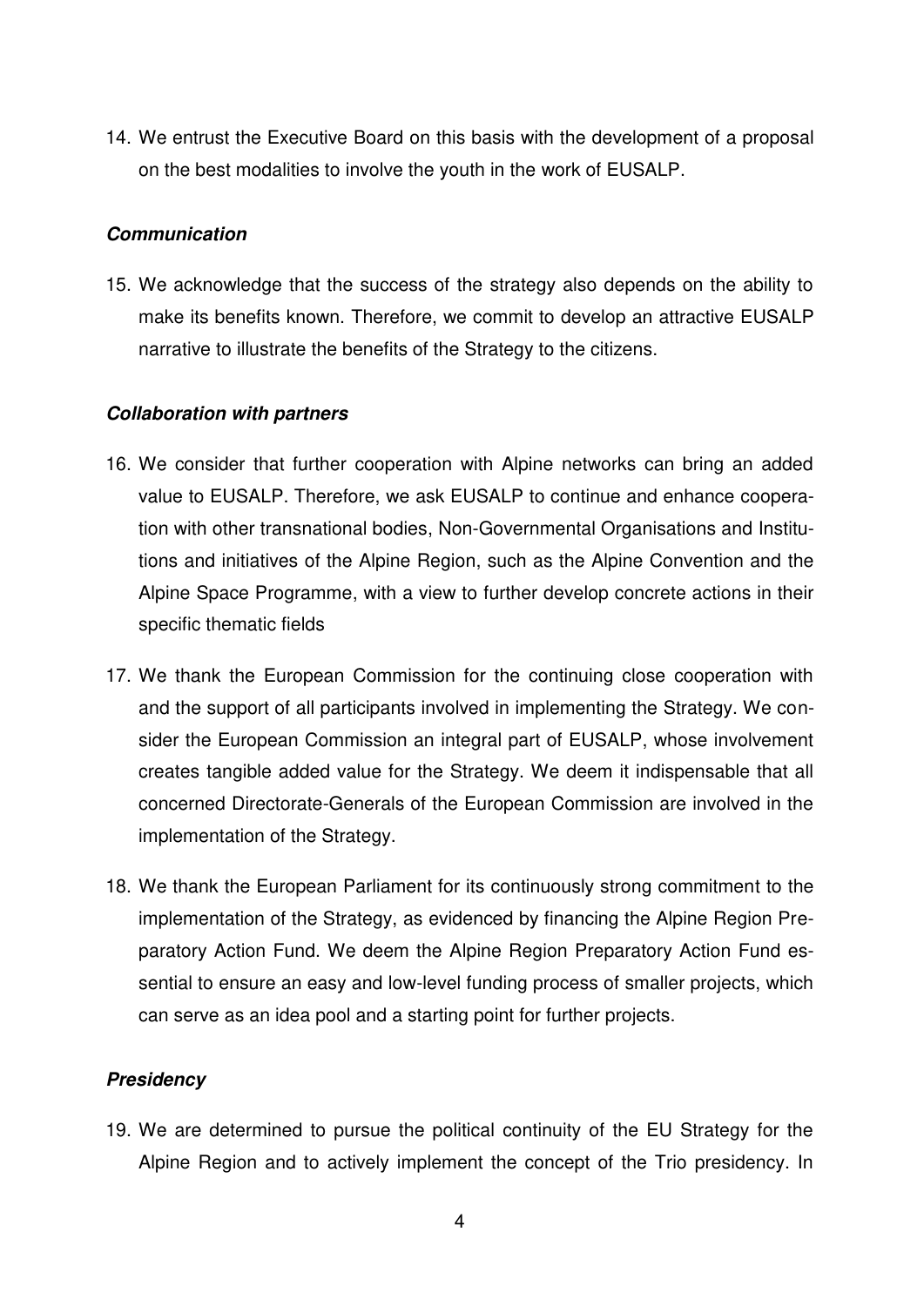14. We entrust the Executive Board on this basis with the development of a proposal on the best modalities to involve the youth in the work of EUSALP.

***Communication***

15. We acknowledge that the success of the strategy also depends on the ability to make its benefits known. Therefore, we commit to develop an attractive EUSALP narrative to illustrate the benefits of the Strategy to the citizens.

***Collaboration with partners***

16. We consider that further cooperation with Alpine networks can bring an added value to EUSALP. Therefore, we ask EUSALP to continue and enhance cooperation with other transnational bodies, Non-Governmental Organisations and Institutions and initiatives of the Alpine Region, such as the Alpine Convention and the Alpine Space Programme, with a view to further develop concrete actions in their specific thematic fields

17. We thank the European Commission for the continuing close cooperation with and the support of all participants involved in implementing the Strategy. We consider the European Commission an integral part of EUSALP, whose involvement creates tangible added value for the Strategy. We deem it indispensable that all concerned Directorate-Generals of the European Commission are involved in the implementation of the Strategy.

18. We thank the European Parliament for its continuously strong commitment to the implementation of the Strategy, as evidenced by financing the Alpine Region Preparatory Action Fund. We deem the Alpine Region Preparatory Action Fund essential to ensure an easy and low-level funding process of smaller projects, which can serve as an idea pool and a starting point for further projects.

***Presidency***

19. We are determined to pursue the political continuity of the EU Strategy for the Alpine Region and to actively implement the concept of the Trio presidency. In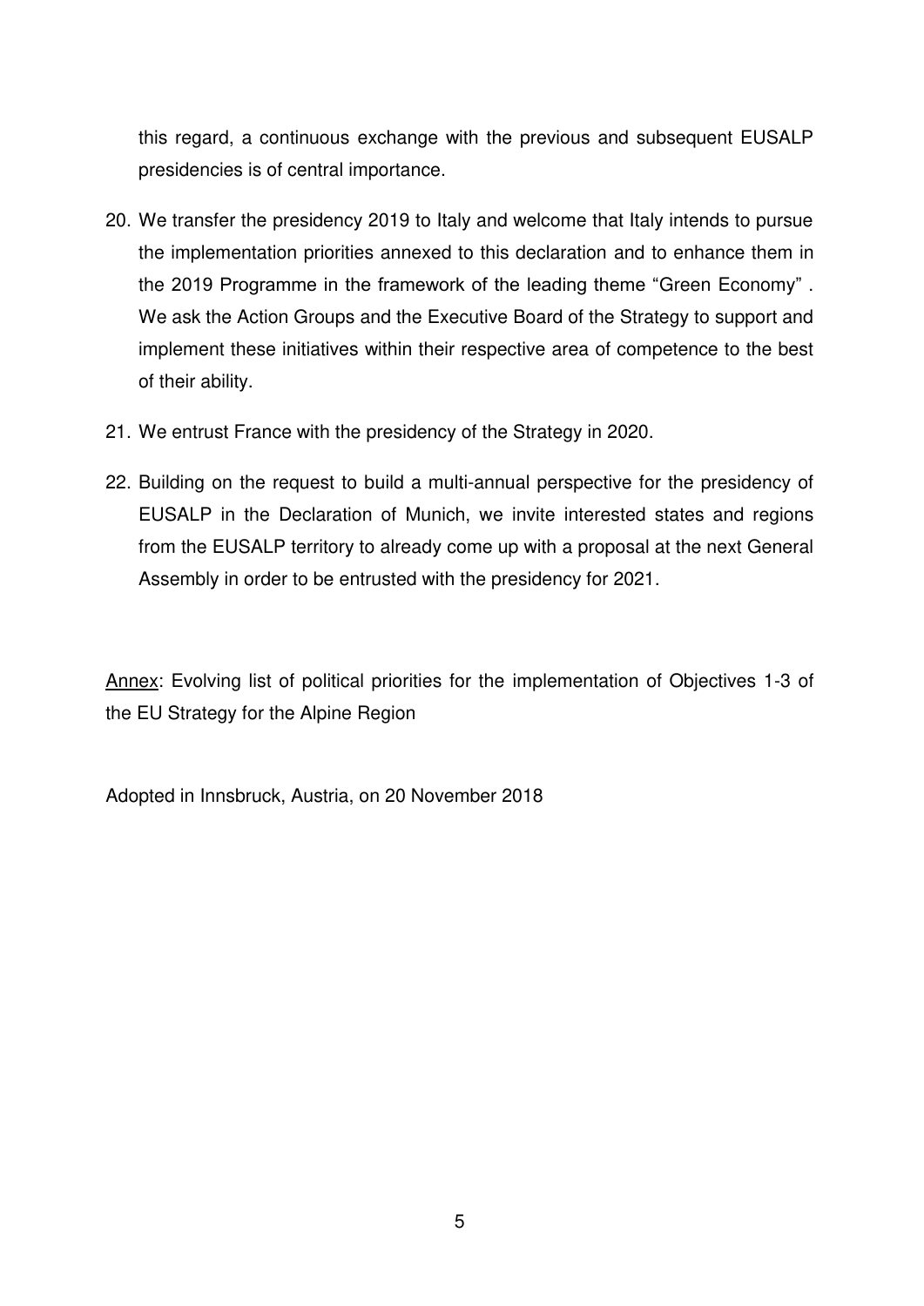this regard, a continuous exchange with the previous and subsequent EUSALP presidencies is of central importance.

20. We transfer the presidency 2019 to Italy and welcome that Italy intends to pursue the implementation priorities annexed to this declaration and to enhance them in the 2019 Programme in the framework of the leading theme "Green Economy" . We ask the Action Groups and the Executive Board of the Strategy to support and implement these initiatives within their respective area of competence to the best of their ability.

21. We entrust France with the presidency of the Strategy in 2020.

22. Building on the request to build a multi-annual perspective for the presidency of EUSALP in the Declaration of Munich, we invite interested states and regions from the EUSALP territory to already come up with a proposal at the next General Assembly in order to be entrusted with the presidency for 2021.

Annex: Evolving list of political priorities for the implementation of Objectives 1-3 of the EU Strategy for the Alpine Region

Adopted in Innsbruck, Austria, on 20 November 2018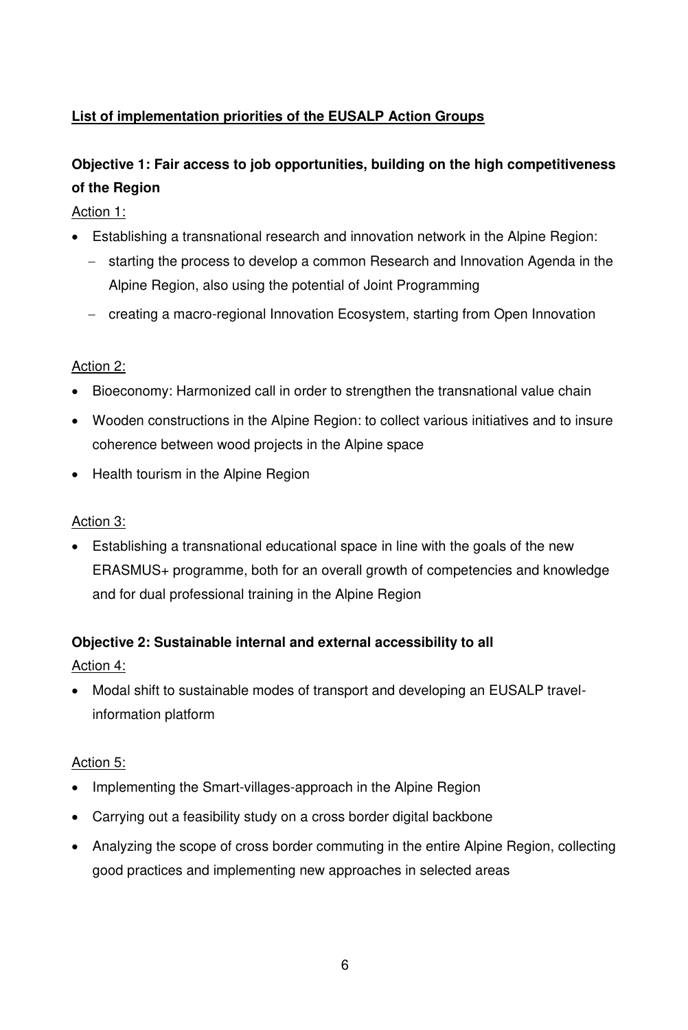**<u>List of implementation priorities of the EUSALP Action Groups</u>**

**Objective 1: Fair access to job opportunities, building on the high competitiveness of the Region**

<u>Action 1:</u>

- Establishing a transnational research and innovation network in the Alpine Region:
  - starting the process to develop a common Research and Innovation Agenda in the Alpine Region, also using the potential of Joint Programming
  - creating a macro-regional Innovation Ecosystem, starting from Open Innovation

<u>Action 2:</u>

- Bioeconomy: Harmonized call in order to strengthen the transnational value chain
- Wooden constructions in the Alpine Region: to collect various initiatives and to insure coherence between wood projects in the Alpine space
- Health tourism in the Alpine Region

<u>Action 3:</u>

- Establishing a transnational educational space in line with the goals of the new ERASMUS+ programme, both for an overall growth of competencies and knowledge and for dual professional training in the Alpine Region

**Objective 2: Sustainable internal and external accessibility to all**

<u>Action 4:</u>

- Modal shift to sustainable modes of transport and developing an EUSALP travel-information platform

<u>Action 5:</u>

- Implementing the Smart-villages-approach in the Alpine Region
- Carrying out a feasibility study on a cross border digital backbone
- Analyzing the scope of cross border commuting in the entire Alpine Region, collecting good practices and implementing new approaches in selected areas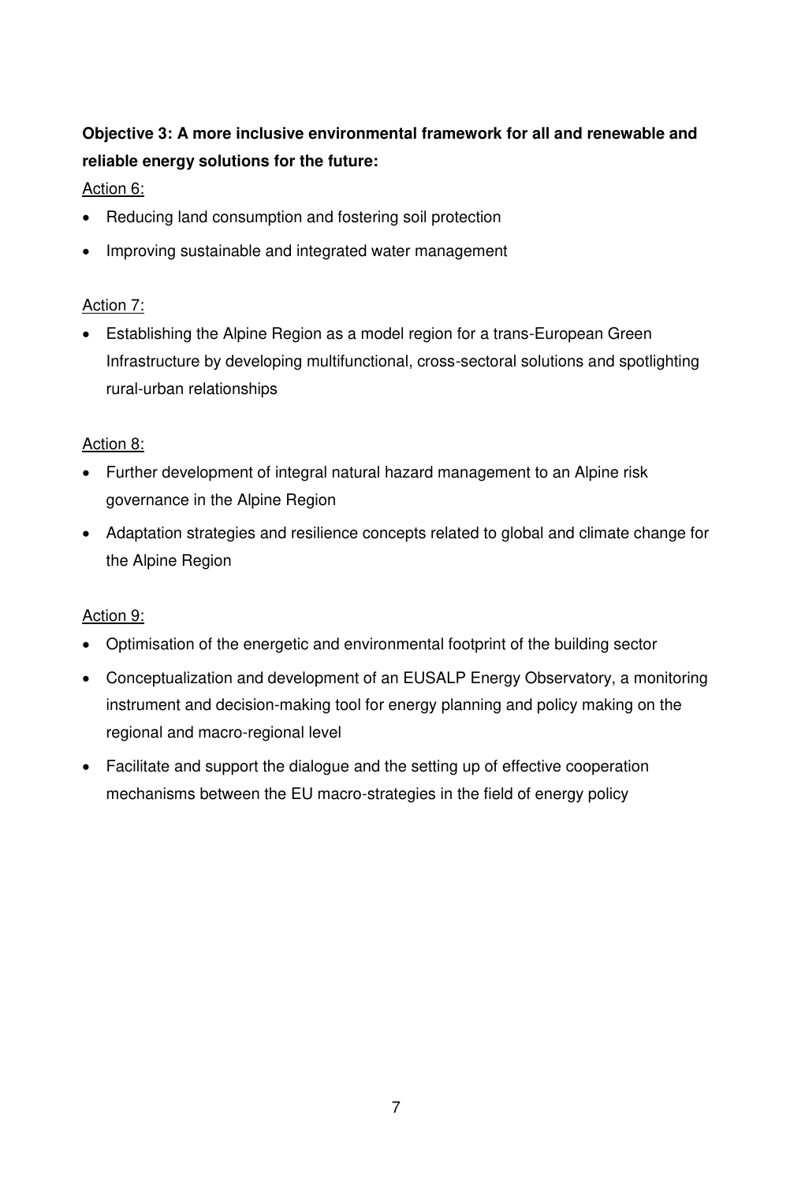**Objective 3: A more inclusive environmental framework for all and renewable and reliable energy solutions for the future:**

Action 6:

- Reducing land consumption and fostering soil protection
- Improving sustainable and integrated water management

Action 7:

- Establishing the Alpine Region as a model region for a trans-European Green Infrastructure by developing multifunctional, cross-sectoral solutions and spotlighting rural-urban relationships

Action 8:

- Further development of integral natural hazard management to an Alpine risk governance in the Alpine Region
- Adaptation strategies and resilience concepts related to global and climate change for the Alpine Region

Action 9:

- Optimisation of the energetic and environmental footprint of the building sector
- Conceptualization and development of an EUSALP Energy Observatory, a monitoring instrument and decision-making tool for energy planning and policy making on the regional and macro-regional level
- Facilitate and support the dialogue and the setting up of effective cooperation mechanisms between the EU macro-strategies in the field of energy policy